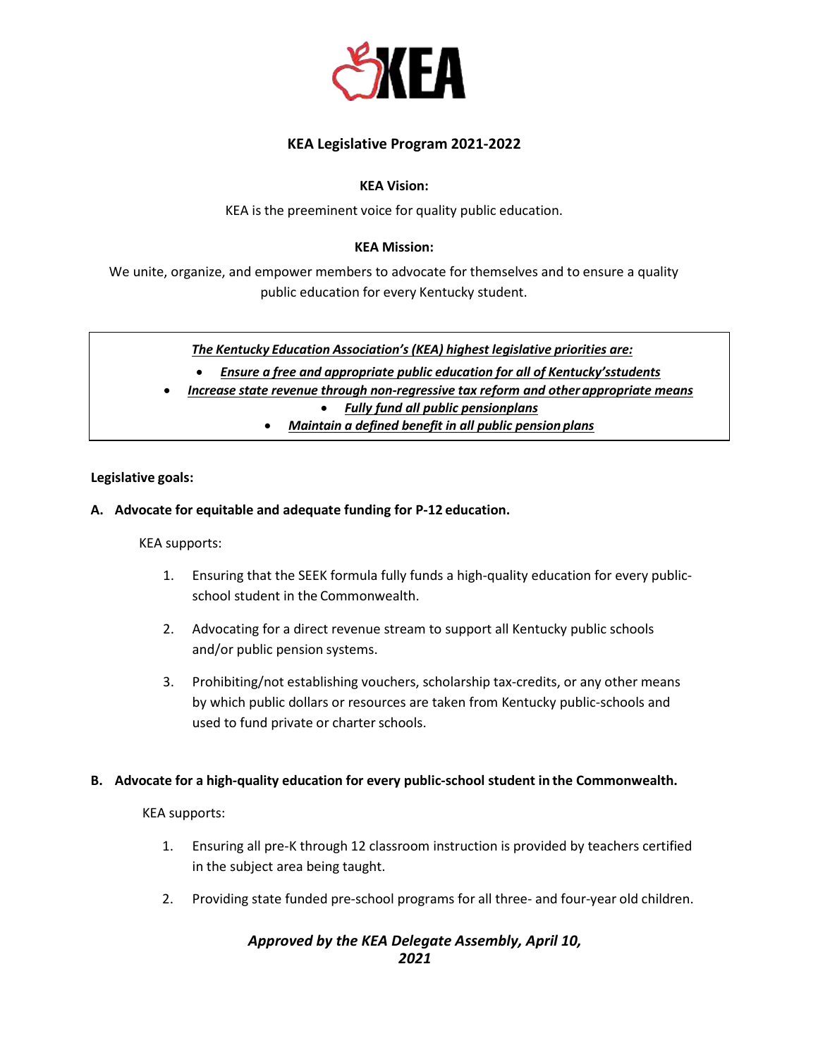KEA

# KEA Legislative Program 2021-2022

**KEA Vision:**

KEA is the preeminent voice for quality public education.

**KEA Mission:**

We unite, organize, and empower members to advocate for themselves and to ensure a quality public education for every Kentucky student.

***The Kentucky Education Association's (KEA) highest legislative priorities are:***

- ***Ensure a free and appropriate public education for all of Kentucky's students***
- ***Increase state revenue through non-regressive tax reform and other appropriate means***
- ***Fully fund all public pension plans***
- ***Maintain a defined benefit in all public pension plans***

**Legislative goals:**

**A. Advocate for equitable and adequate funding for P-12 education.**

KEA supports:

1. Ensuring that the SEEK formula fully funds a high-quality education for every public-school student in the Commonwealth.
2. Advocating for a direct revenue stream to support all Kentucky public schools and/or public pension systems.
3. Prohibiting/not establishing vouchers, scholarship tax-credits, or any other means by which public dollars or resources are taken from Kentucky public-schools and used to fund private or charter schools.

**B. Advocate for a high-quality education for every public-school student in the Commonwealth.**

KEA supports:

1. Ensuring all pre-K through 12 classroom instruction is provided by teachers certified in the subject area being taught.
2. Providing state funded pre-school programs for all three- and four-year old children.

***Approved by the KEA Delegate Assembly, April 10, 2021***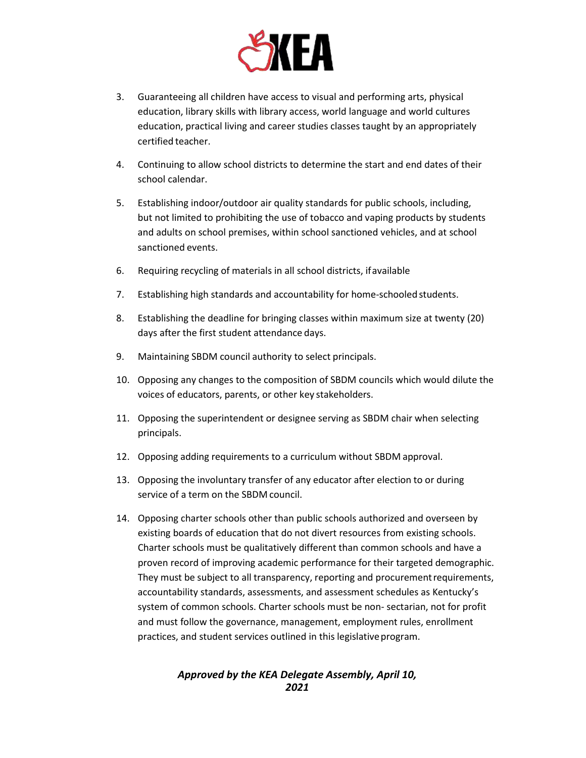3. Guaranteeing all children have access to visual and performing arts, physical education, library skills with library access, world language and world cultures education, practical living and career studies classes taught by an appropriately certified teacher.
4. Continuing to allow school districts to determine the start and end dates of their school calendar.
5. Establishing indoor/outdoor air quality standards for public schools, including, but not limited to prohibiting the use of tobacco and vaping products by students and adults on school premises, within school sanctioned vehicles, and at school sanctioned events.
6. Requiring recycling of materials in all school districts, if available
7. Establishing high standards and accountability for home-schooled students.
8. Establishing the deadline for bringing classes within maximum size at twenty (20) days after the first student attendance days.
9. Maintaining SBDM council authority to select principals.
10. Opposing any changes to the composition of SBDM councils which would dilute the voices of educators, parents, or other key stakeholders.
11. Opposing the superintendent or designee serving as SBDM chair when selecting principals.
12. Opposing adding requirements to a curriculum without SBDM approval.
13. Opposing the involuntary transfer of any educator after election to or during service of a term on the SBDM council.
14. Opposing charter schools other than public schools authorized and overseen by existing boards of education that do not divert resources from existing schools. Charter schools must be qualitatively different than common schools and have a proven record of improving academic performance for their targeted demographic. They must be subject to all transparency, reporting and procurement requirements, accountability standards, assessments, and assessment schedules as Kentucky's system of common schools. Charter schools must be non- sectarian, not for profit and must follow the governance, management, employment rules, enrollment practices, and student services outlined in this legislative program.

***Approved by the KEA Delegate Assembly, April 10, 2021***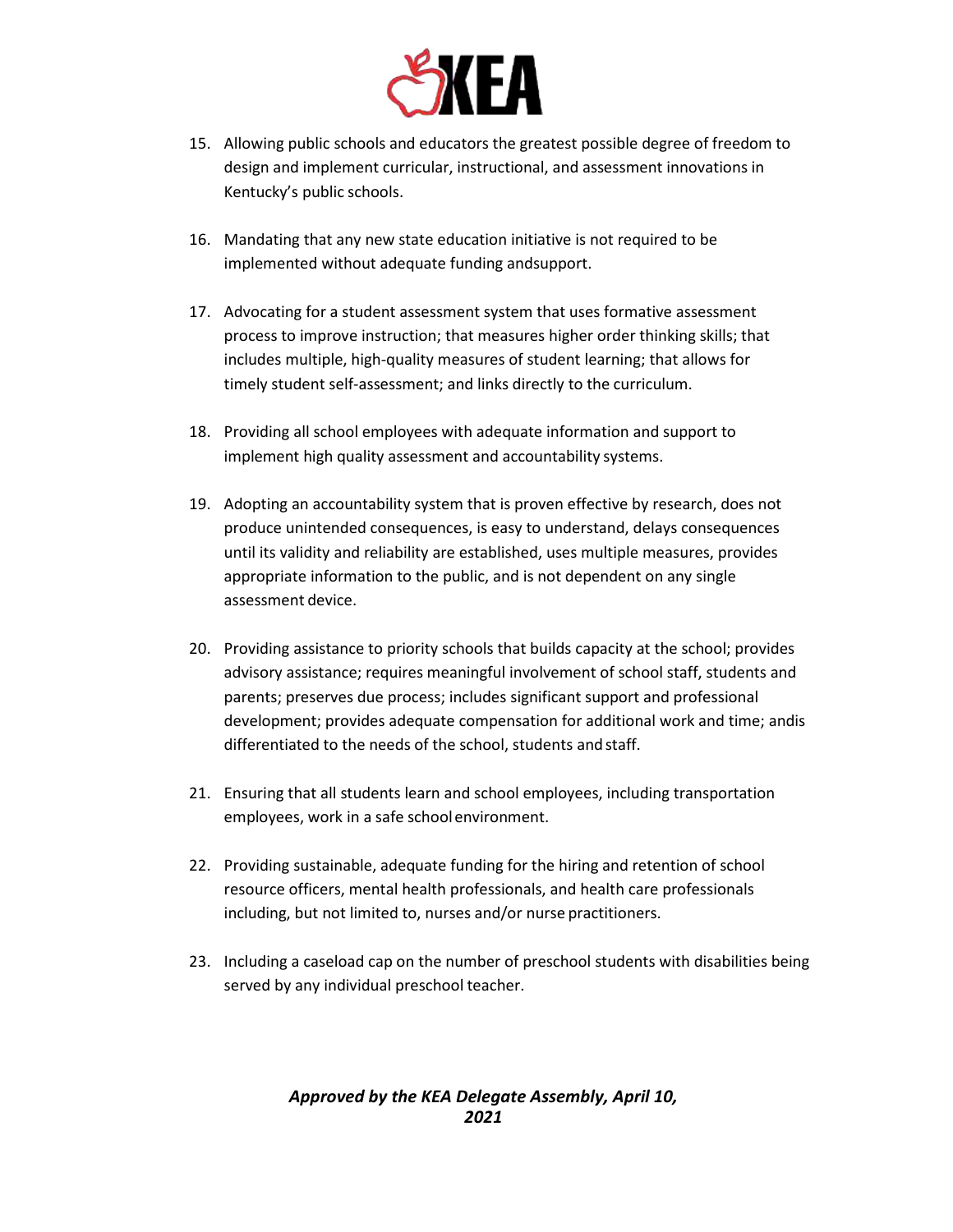15. Allowing public schools and educators the greatest possible degree of freedom to design and implement curricular, instructional, and assessment innovations in Kentucky's public schools.

16. Mandating that any new state education initiative is not required to be implemented without adequate funding andsupport.

17. Advocating for a student assessment system that uses formative assessment process to improve instruction; that measures higher order thinking skills; that includes multiple, high-quality measures of student learning; that allows for timely student self-assessment; and links directly to the curriculum.

18. Providing all school employees with adequate information and support to implement high quality assessment and accountability systems.

19. Adopting an accountability system that is proven effective by research, does not produce unintended consequences, is easy to understand, delays consequences until its validity and reliability are established, uses multiple measures, provides appropriate information to the public, and is not dependent on any single assessment device.

20. Providing assistance to priority schools that builds capacity at the school; provides advisory assistance; requires meaningful involvement of school staff, students and parents; preserves due process; includes significant support and professional development; provides adequate compensation for additional work and time; andis differentiated to the needs of the school, students and staff.

21. Ensuring that all students learn and school employees, including transportation employees, work in a safe school environment.

22. Providing sustainable, adequate funding for the hiring and retention of school resource officers, mental health professionals, and health care professionals including, but not limited to, nurses and/or nurse practitioners.

23. Including a caseload cap on the number of preschool students with disabilities being served by any individual preschool teacher.

***Approved by the KEA Delegate Assembly, April 10, 2021***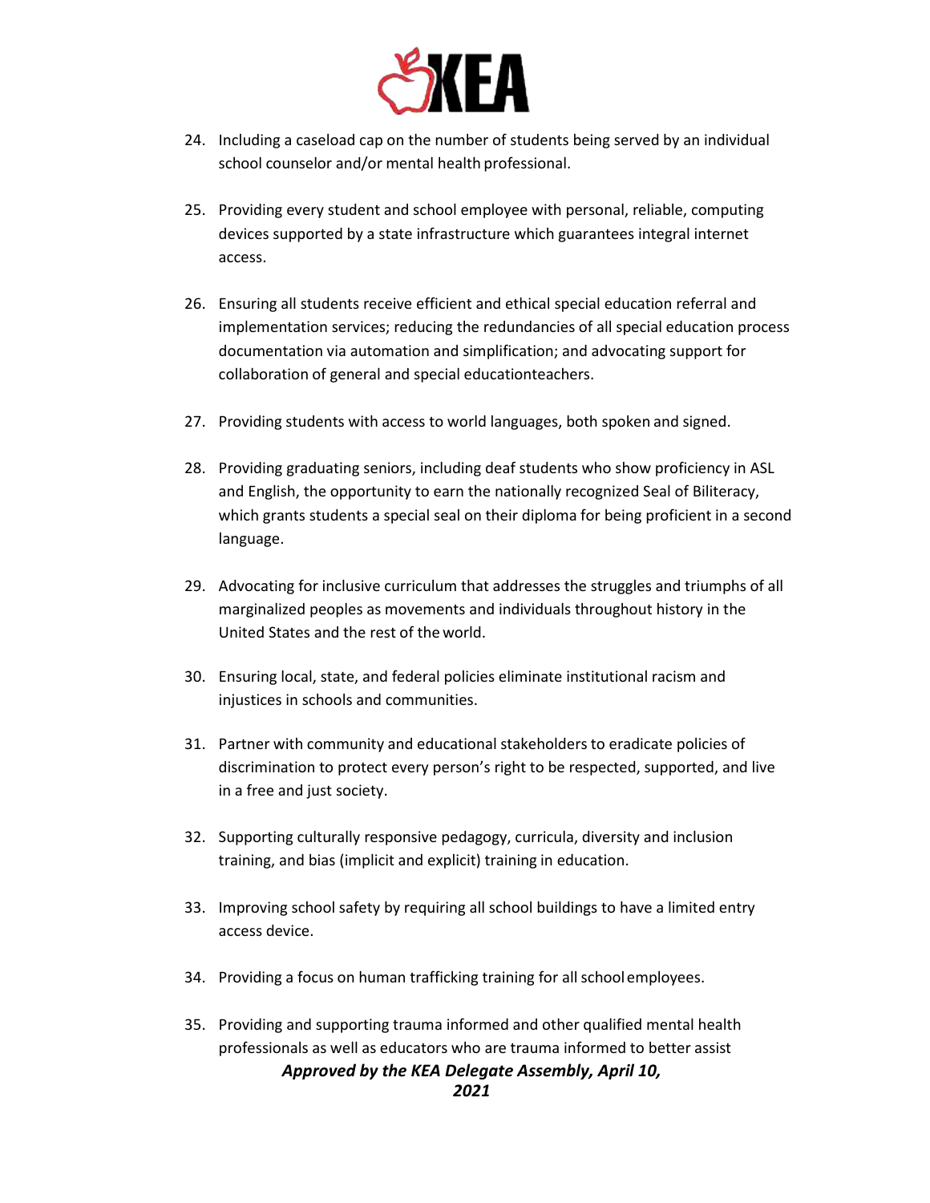24. Including a caseload cap on the number of students being served by an individual school counselor and/or mental health professional.

25. Providing every student and school employee with personal, reliable, computing devices supported by a state infrastructure which guarantees integral internet access.

26. Ensuring all students receive efficient and ethical special education referral and implementation services; reducing the redundancies of all special education process documentation via automation and simplification; and advocating support for collaboration of general and special educationteachers.

27. Providing students with access to world languages, both spoken and signed.

28. Providing graduating seniors, including deaf students who show proficiency in ASL and English, the opportunity to earn the nationally recognized Seal of Biliteracy, which grants students a special seal on their diploma for being proficient in a second language.

29. Advocating for inclusive curriculum that addresses the struggles and triumphs of all marginalized peoples as movements and individuals throughout history in the United States and the rest of the world.

30. Ensuring local, state, and federal policies eliminate institutional racism and injustices in schools and communities.

31. Partner with community and educational stakeholders to eradicate policies of discrimination to protect every person's right to be respected, supported, and live in a free and just society.

32. Supporting culturally responsive pedagogy, curricula, diversity and inclusion training, and bias (implicit and explicit) training in education.

33. Improving school safety by requiring all school buildings to have a limited entry access device.

34. Providing a focus on human trafficking training for all school employees.

35. Providing and supporting trauma informed and other qualified mental health professionals as well as educators who are trauma informed to better assist

***Approved by the KEA Delegate Assembly, April 10, 2021***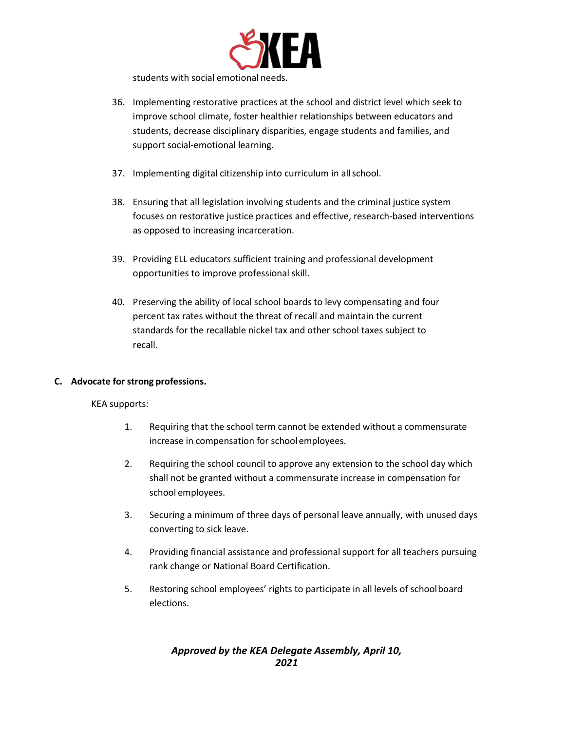students with social emotional needs.

36. Implementing restorative practices at the school and district level which seek to improve school climate, foster healthier relationships between educators and students, decrease disciplinary disparities, engage students and families, and support social-emotional learning.

37. Implementing digital citizenship into curriculum in all school.

38. Ensuring that all legislation involving students and the criminal justice system focuses on restorative justice practices and effective, research-based interventions as opposed to increasing incarceration.

39. Providing ELL educators sufficient training and professional development opportunities to improve professional skill.

40. Preserving the ability of local school boards to levy compensating and four percent tax rates without the threat of recall and maintain the current standards for the recallable nickel tax and other school taxes subject to recall.

**C. Advocate for strong professions.**

KEA supports:

1. Requiring that the school term cannot be extended without a commensurate increase in compensation for school employees.

2. Requiring the school council to approve any extension to the school day which shall not be granted without a commensurate increase in compensation for school employees.

3. Securing a minimum of three days of personal leave annually, with unused days converting to sick leave.

4. Providing financial assistance and professional support for all teachers pursuing rank change or National Board Certification.

5. Restoring school employees' rights to participate in all levels of school board elections.

***Approved by the KEA Delegate Assembly, April 10, 2021***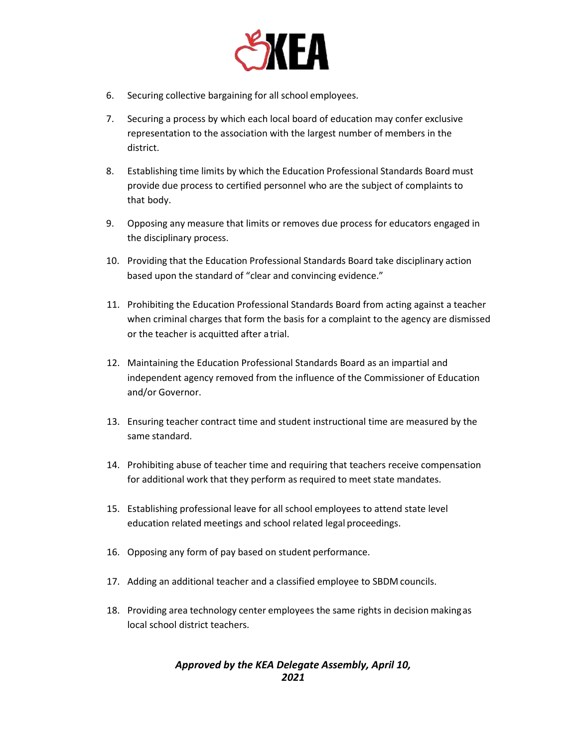6. Securing collective bargaining for all school employees.
7. Securing a process by which each local board of education may confer exclusive representation to the association with the largest number of members in the district.
8. Establishing time limits by which the Education Professional Standards Board must provide due process to certified personnel who are the subject of complaints to that body.
9. Opposing any measure that limits or removes due process for educators engaged in the disciplinary process.
10. Providing that the Education Professional Standards Board take disciplinary action based upon the standard of "clear and convincing evidence."
11. Prohibiting the Education Professional Standards Board from acting against a teacher when criminal charges that form the basis for a complaint to the agency are dismissed or the teacher is acquitted after a trial.
12. Maintaining the Education Professional Standards Board as an impartial and independent agency removed from the influence of the Commissioner of Education and/or Governor.
13. Ensuring teacher contract time and student instructional time are measured by the same standard.
14. Prohibiting abuse of teacher time and requiring that teachers receive compensation for additional work that they perform as required to meet state mandates.
15. Establishing professional leave for all school employees to attend state level education related meetings and school related legal proceedings.
16. Opposing any form of pay based on student performance.
17. Adding an additional teacher and a classified employee to SBDM councils.
18. Providing area technology center employees the same rights in decision making as local school district teachers.

***Approved by the KEA Delegate Assembly, April 10, 2021***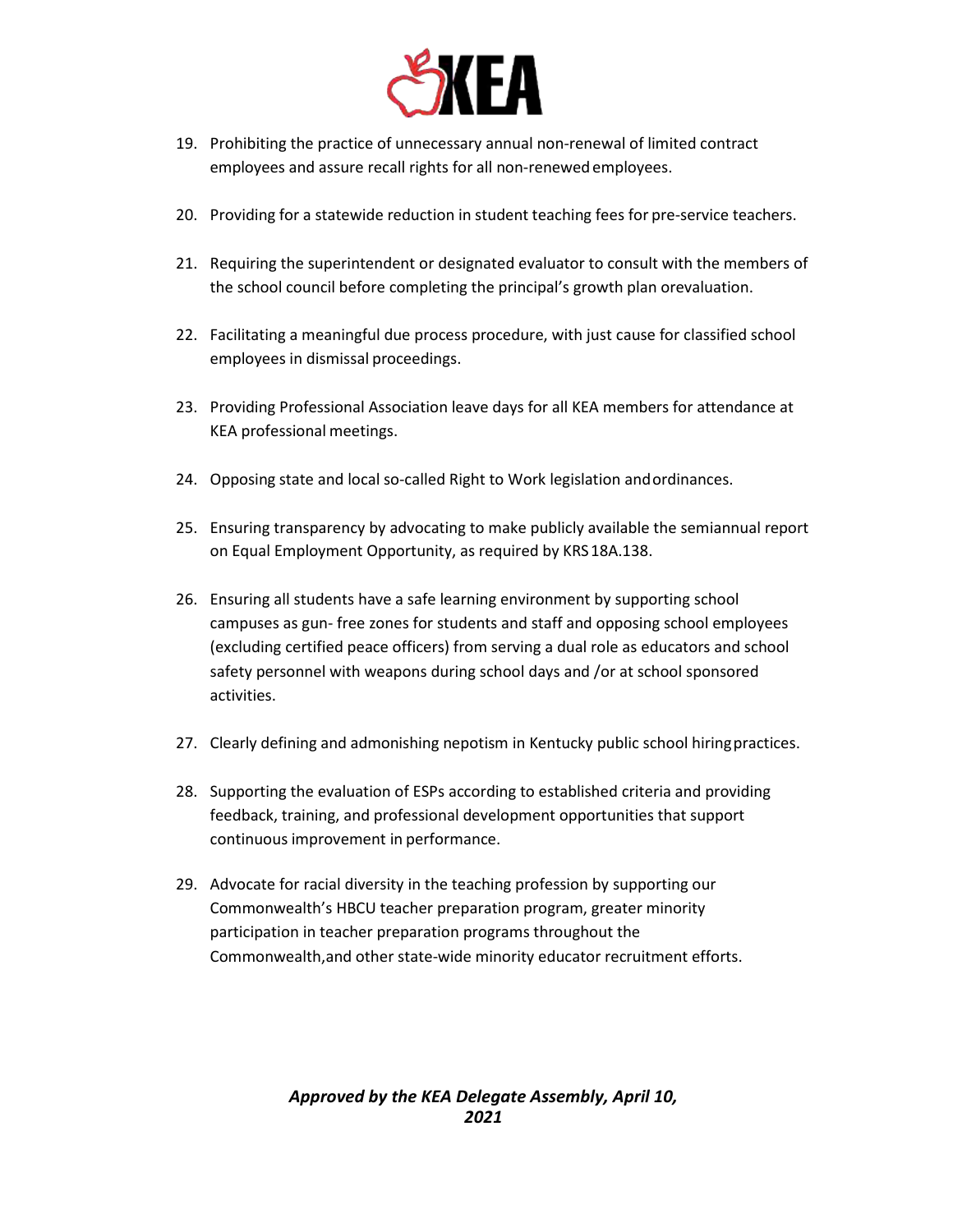19. Prohibiting the practice of unnecessary annual non-renewal of limited contract employees and assure recall rights for all non-renewed employees.

20. Providing for a statewide reduction in student teaching fees for pre-service teachers.

21. Requiring the superintendent or designated evaluator to consult with the members of the school council before completing the principal's growth plan orevaluation.

22. Facilitating a meaningful due process procedure, with just cause for classified school employees in dismissal proceedings.

23. Providing Professional Association leave days for all KEA members for attendance at KEA professional meetings.

24. Opposing state and local so-called Right to Work legislation andordinances.

25. Ensuring transparency by advocating to make publicly available the semiannual report on Equal Employment Opportunity, as required by KRS 18A.138.

26. Ensuring all students have a safe learning environment by supporting school campuses as gun- free zones for students and staff and opposing school employees (excluding certified peace officers) from serving a dual role as educators and school safety personnel with weapons during school days and /or at school sponsored activities.

27. Clearly defining and admonishing nepotism in Kentucky public school hiringpractices.

28. Supporting the evaluation of ESPs according to established criteria and providing feedback, training, and professional development opportunities that support continuous improvement in performance.

29. Advocate for racial diversity in the teaching profession by supporting our Commonwealth's HBCU teacher preparation program, greater minority participation in teacher preparation programs throughout the Commonwealth,and other state-wide minority educator recruitment efforts.

***Approved by the KEA Delegate Assembly, April 10, 2021***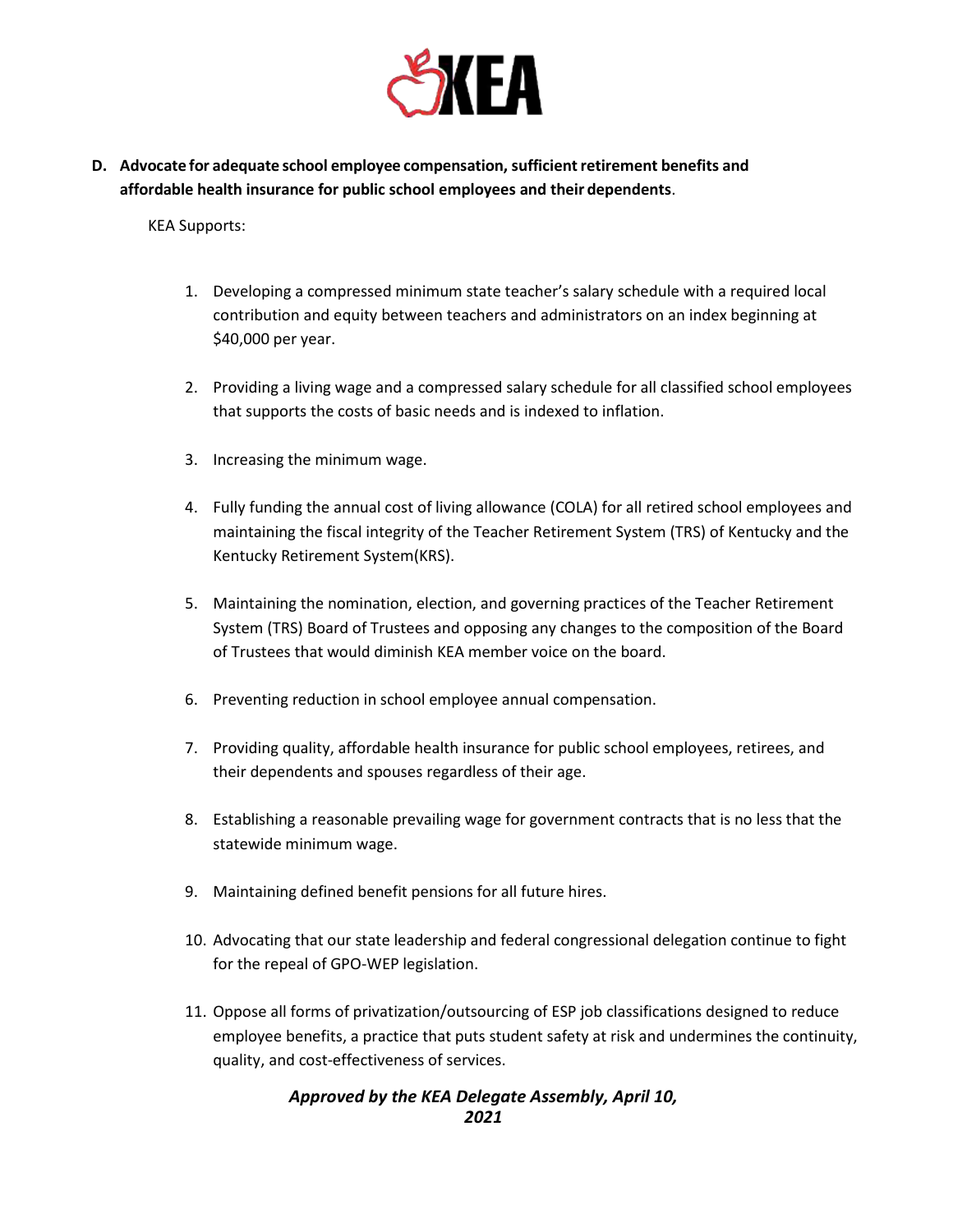**D. Advocate for adequate school employee compensation, sufficient retirement benefits and affordable health insurance for public school employees and their dependents**.

KEA Supports:

1. Developing a compressed minimum state teacher's salary schedule with a required local contribution and equity between teachers and administrators on an index beginning at $40,000 per year.

2. Providing a living wage and a compressed salary schedule for all classified school employees that supports the costs of basic needs and is indexed to inflation.

3. Increasing the minimum wage.

4. Fully funding the annual cost of living allowance (COLA) for all retired school employees and maintaining the fiscal integrity of the Teacher Retirement System (TRS) of Kentucky and the Kentucky Retirement System(KRS).

5. Maintaining the nomination, election, and governing practices of the Teacher Retirement System (TRS) Board of Trustees and opposing any changes to the composition of the Board of Trustees that would diminish KEA member voice on the board.

6. Preventing reduction in school employee annual compensation.

7. Providing quality, affordable health insurance for public school employees, retirees, and their dependents and spouses regardless of their age.

8. Establishing a reasonable prevailing wage for government contracts that is no less that the statewide minimum wage.

9. Maintaining defined benefit pensions for all future hires.

10. Advocating that our state leadership and federal congressional delegation continue to fight for the repeal of GPO-WEP legislation.

11. Oppose all forms of privatization/outsourcing of ESP job classifications designed to reduce employee benefits, a practice that puts student safety at risk and undermines the continuity, quality, and cost-effectiveness of services.

***Approved by the KEA Delegate Assembly, April 10, 2021***